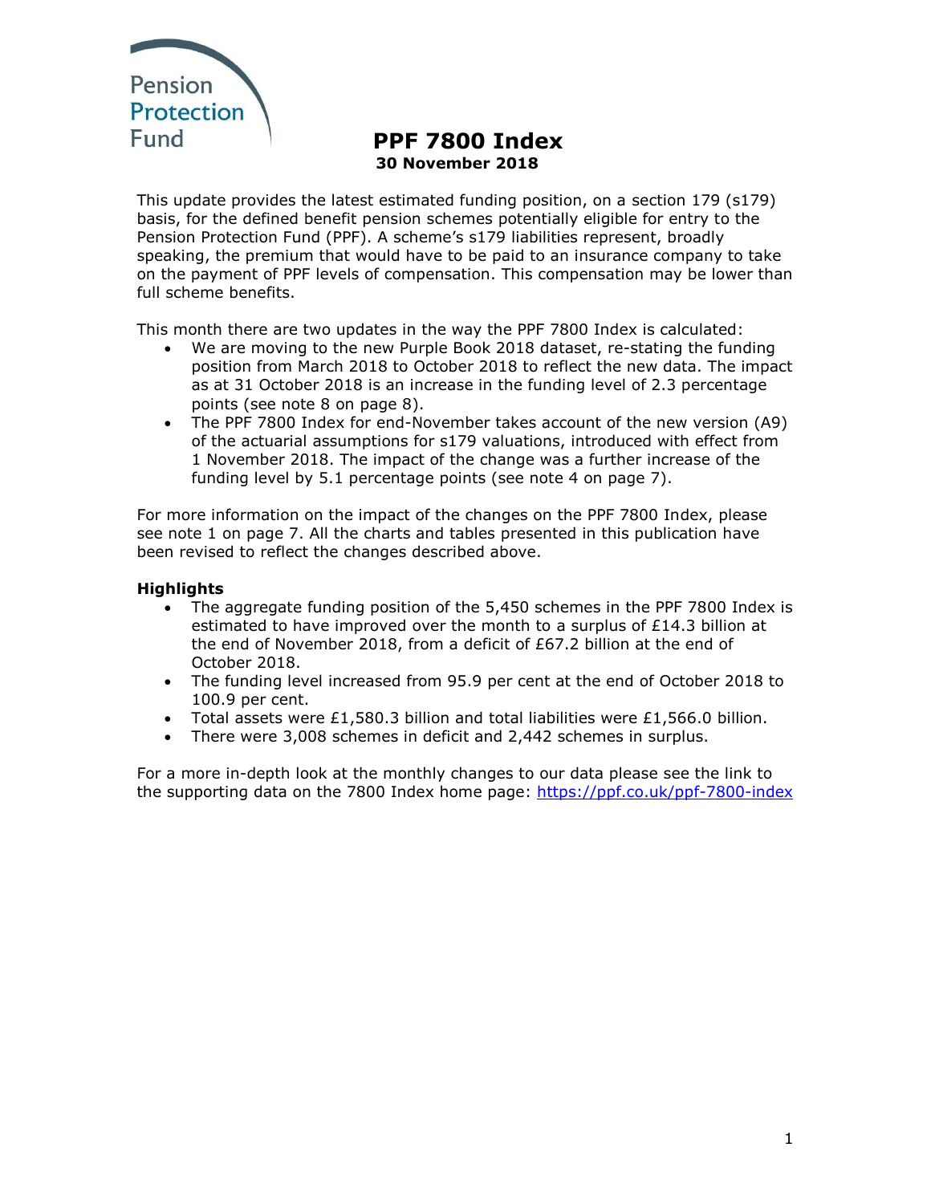Pension Protection Fund

# PPF 7800 Index

**30 November 2018**

This update provides the latest estimated funding position, on a section 179 (s179) basis, for the defined benefit pension schemes potentially eligible for entry to the Pension Protection Fund (PPF). A scheme's s179 liabilities represent, broadly speaking, the premium that would have to be paid to an insurance company to take on the payment of PPF levels of compensation. This compensation may be lower than full scheme benefits.

This month there are two updates in the way the PPF 7800 Index is calculated:

- We are moving to the new Purple Book 2018 dataset, re-stating the funding position from March 2018 to October 2018 to reflect the new data. The impact as at 31 October 2018 is an increase in the funding level of 2.3 percentage points (see note 8 on page 8).
- The PPF 7800 Index for end-November takes account of the new version (A9) of the actuarial assumptions for s179 valuations, introduced with effect from 1 November 2018. The impact of the change was a further increase of the funding level by 5.1 percentage points (see note 4 on page 7).

For more information on the impact of the changes on the PPF 7800 Index, please see note 1 on page 7. All the charts and tables presented in this publication have been revised to reflect the changes described above.

## Highlights

- The aggregate funding position of the 5,450 schemes in the PPF 7800 Index is estimated to have improved over the month to a surplus of £14.3 billion at the end of November 2018, from a deficit of £67.2 billion at the end of October 2018.
- The funding level increased from 95.9 per cent at the end of October 2018 to 100.9 per cent.
- Total assets were £1,580.3 billion and total liabilities were £1,566.0 billion.
- There were 3,008 schemes in deficit and 2,442 schemes in surplus.

For a more in-depth look at the monthly changes to our data please see the link to the supporting data on the 7800 Index home page: https://ppf.co.uk/ppf-7800-index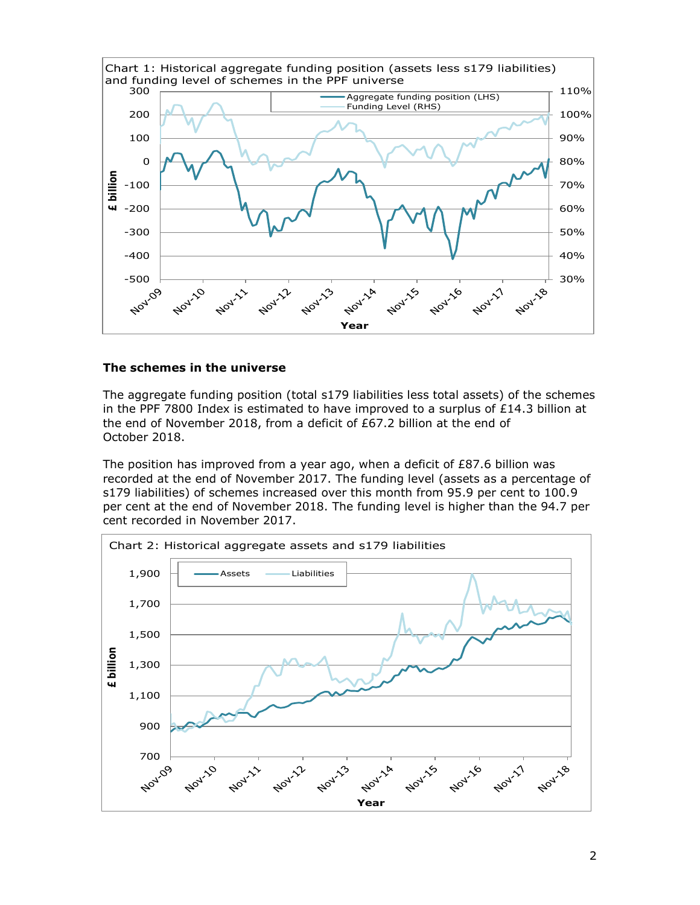Chart 1: Historical aggregate funding position (assets less s179 liabilities) and funding level of schemes in the PPF universe

## The schemes in the universe

The aggregate funding position (total s179 liabilities less total assets) of the schemes in the PPF 7800 Index is estimated to have improved to a surplus of £14.3 billion at the end of November 2018, from a deficit of £67.2 billion at the end of October 2018.

The position has improved from a year ago, when a deficit of £87.6 billion was recorded at the end of November 2017. The funding level (assets as a percentage of s179 liabilities) of schemes increased over this month from 95.9 per cent to 100.9 per cent at the end of November 2018. The funding level is higher than the 94.7 per cent recorded in November 2017.

Chart 2: Historical aggregate assets and s179 liabilities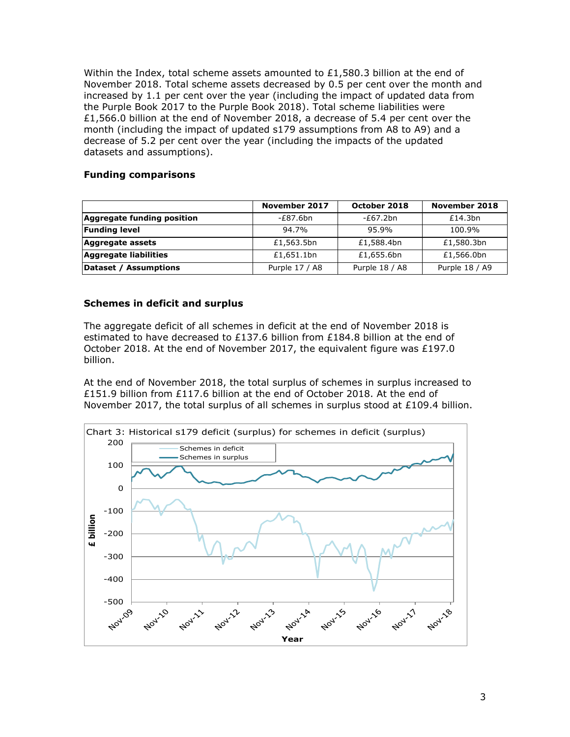Within the Index, total scheme assets amounted to £1,580.3 billion at the end of November 2018. Total scheme assets decreased by 0.5 per cent over the month and increased by 1.1 per cent over the year (including the impact of updated data from the Purple Book 2017 to the Purple Book 2018). Total scheme liabilities were £1,566.0 billion at the end of November 2018, a decrease of 5.4 per cent over the month (including the impact of updated s179 assumptions from A8 to A9) and a decrease of 5.2 per cent over the year (including the impacts of the updated datasets and assumptions).

### Funding comparisons

| | November 2017 | October 2018 | November 2018 |
|---|---|---|---|
| **Aggregate funding position** | -£87.6bn | -£67.2bn | £14.3bn |
| **Funding level** | 94.7% | 95.9% | 100.9% |
| **Aggregate assets** | £1,563.5bn | £1,588.4bn | £1,580.3bn |
| **Aggregate liabilities** | £1,651.1bn | £1,655.6bn | £1,566.0bn |
| **Dataset / Assumptions** | Purple 17 / A8 | Purple 18 / A8 | Purple 18 / A9 |

### Schemes in deficit and surplus

The aggregate deficit of all schemes in deficit at the end of November 2018 is estimated to have decreased to £137.6 billion from £184.8 billion at the end of October 2018. At the end of November 2017, the equivalent figure was £197.0 billion.

At the end of November 2018, the total surplus of schemes in surplus increased to £151.9 billion from £117.6 billion at the end of October 2018. At the end of November 2017, the total surplus of all schemes in surplus stood at £109.4 billion.

Chart 3: Historical s179 deficit (surplus) for schemes in deficit (surplus)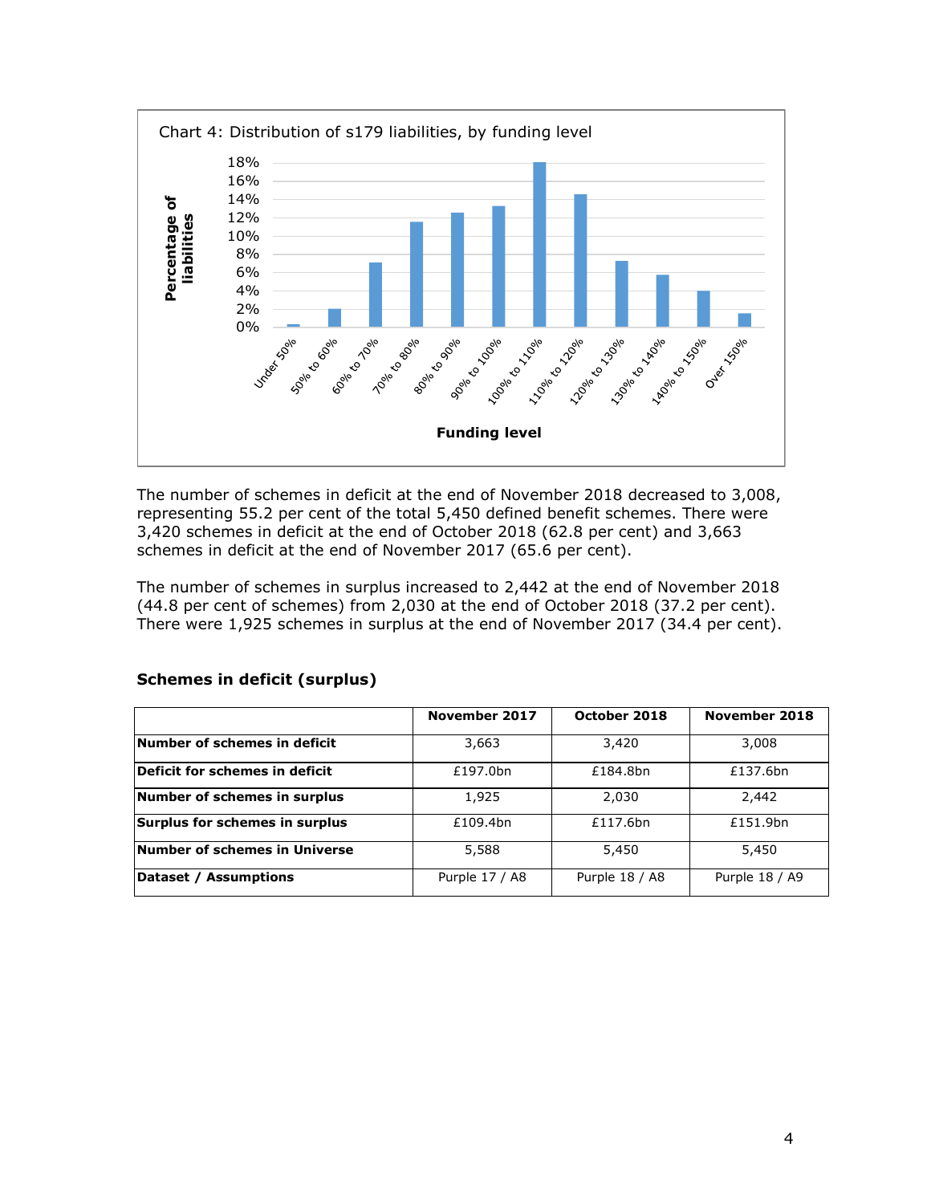Chart 4: Distribution of s179 liabilities, by funding level

The number of schemes in deficit at the end of November 2018 decreased to 3,008, representing 55.2 per cent of the total 5,450 defined benefit schemes. There were 3,420 schemes in deficit at the end of October 2018 (62.8 per cent) and 3,663 schemes in deficit at the end of November 2017 (65.6 per cent).

The number of schemes in surplus increased to 2,442 at the end of November 2018 (44.8 per cent of schemes) from 2,030 at the end of October 2018 (37.2 per cent). There were 1,925 schemes in surplus at the end of November 2017 (34.4 per cent).

### Schemes in deficit (surplus)

| | November 2017 | October 2018 | November 2018 |
|---|---|---|---|
| **Number of schemes in deficit** | 3,663 | 3,420 | 3,008 |
| **Deficit for schemes in deficit** | £197.0bn | £184.8bn | £137.6bn |
| **Number of schemes in surplus** | 1,925 | 2,030 | 2,442 |
| **Surplus for schemes in surplus** | £109.4bn | £117.6bn | £151.9bn |
| **Number of schemes in Universe** | 5,588 | 5,450 | 5,450 |
| **Dataset / Assumptions** | Purple 17 / A8 | Purple 18 / A8 | Purple 18 / A9 |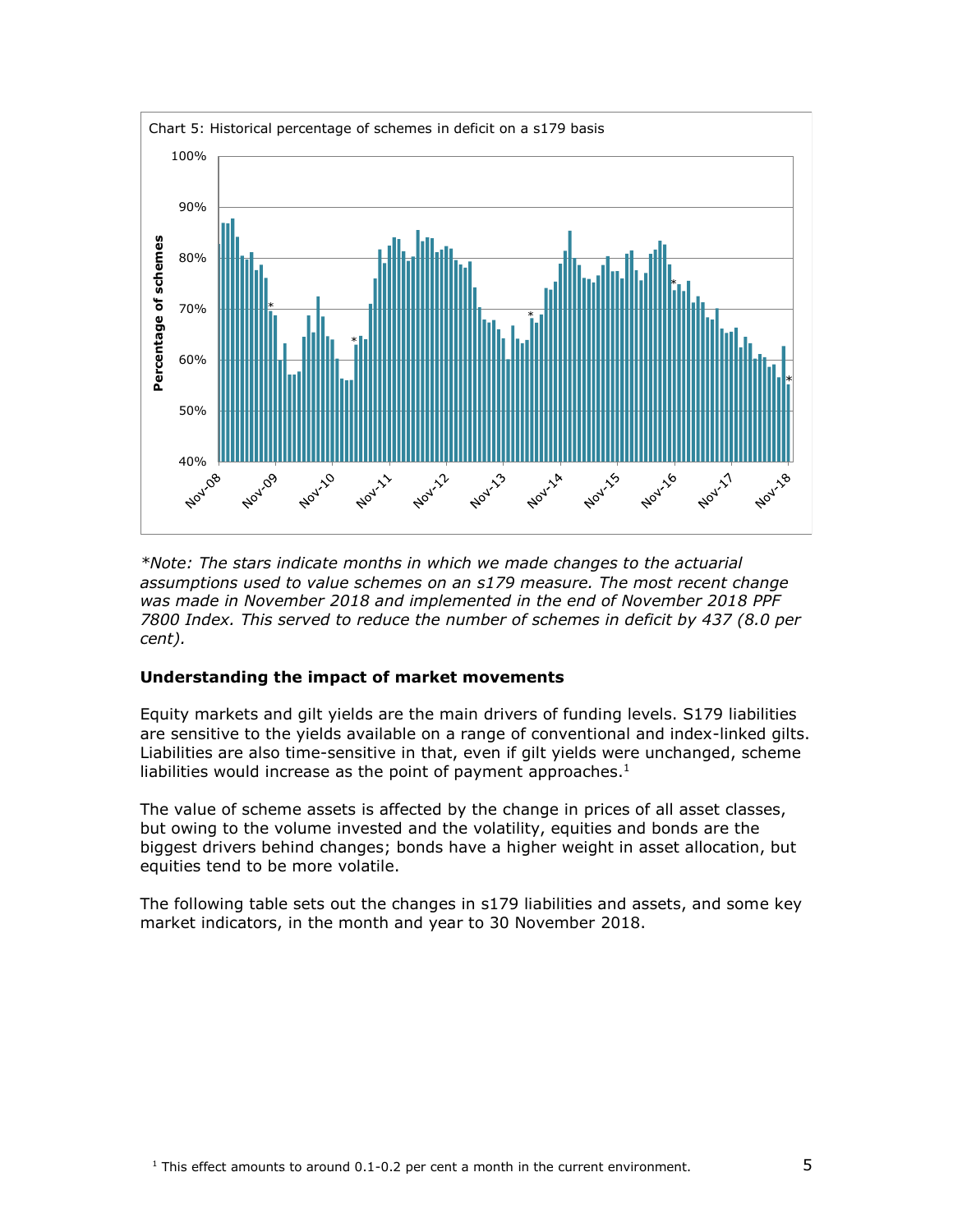Chart 5: Historical percentage of schemes in deficit on a s179 basis

*Note: The stars indicate months in which we made changes to the actuarial assumptions used to value schemes on an s179 measure. The most recent change was made in November 2018 and implemented in the end of November 2018 PPF 7800 Index. This served to reduce the number of schemes in deficit by 437 (8.0 per cent).*

**Understanding the impact of market movements**

Equity markets and gilt yields are the main drivers of funding levels. S179 liabilities are sensitive to the yields available on a range of conventional and index-linked gilts. Liabilities are also time-sensitive in that, even if gilt yields were unchanged, scheme liabilities would increase as the point of payment approaches.[1]

The value of scheme assets is affected by the change in prices of all asset classes, but owing to the volume invested and the volatility, equities and bonds are the biggest drivers behind changes; bonds have a higher weight in asset allocation, but equities tend to be more volatile.

The following table sets out the changes in s179 liabilities and assets, and some key market indicators, in the month and year to 30 November 2018.

[1] This effect amounts to around 0.1-0.2 per cent a month in the current environment.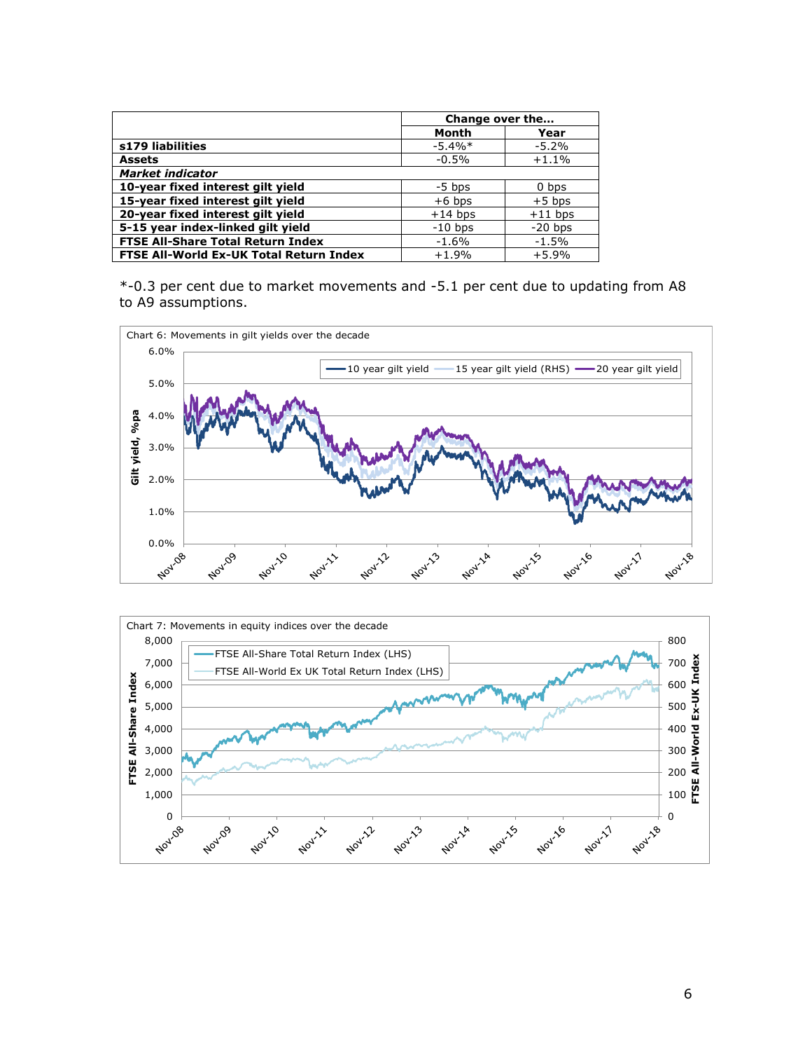| | Change over the... | |
|---|---|---|
| | **Month** | **Year** |
| **s179 liabilities** | -5.4%* | -5.2% |
| **Assets** | -0.5% | +1.1% |
| ***Market indicator*** | | |
| **10-year fixed interest gilt yield** | -5 bps | 0 bps |
| **15-year fixed interest gilt yield** | +6 bps | +5 bps |
| **20-year fixed interest gilt yield** | +14 bps | +11 bps |
| **5-15 year index-linked gilt yield** | -10 bps | -20 bps |
| **FTSE All-Share Total Return Index** | -1.6% | -1.5% |
| **FTSE All-World Ex-UK Total Return Index** | +1.9% | +5.9% |

*-0.3 per cent due to market movements and -5.1 per cent due to updating from A8 to A9 assumptions.

Chart 6: Movements in gilt yields over the decade

Chart 7: Movements in equity indices over the decade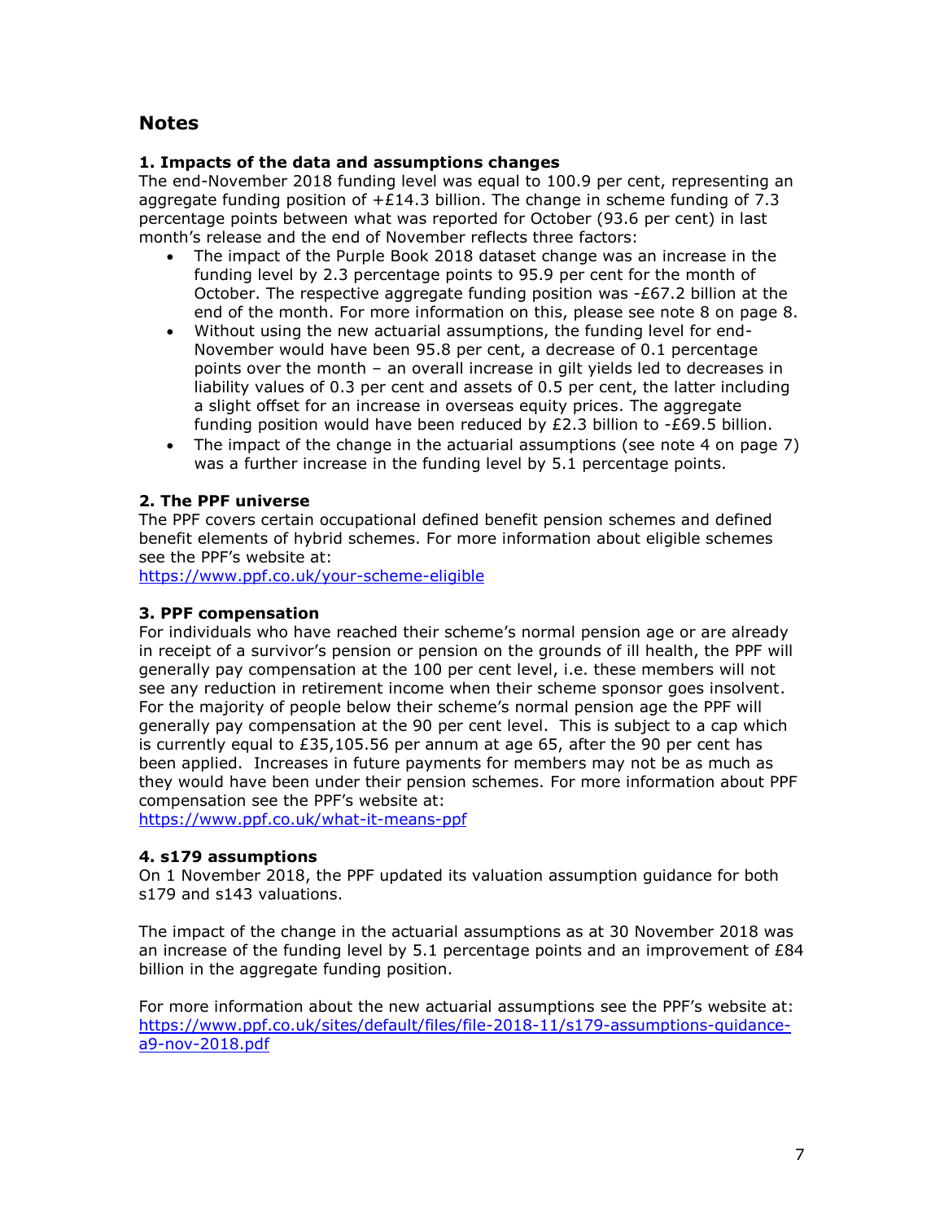## Notes

### 1. Impacts of the data and assumptions changes

The end-November 2018 funding level was equal to 100.9 per cent, representing an aggregate funding position of +£14.3 billion. The change in scheme funding of 7.3 percentage points between what was reported for October (93.6 per cent) in last month's release and the end of November reflects three factors:

- The impact of the Purple Book 2018 dataset change was an increase in the funding level by 2.3 percentage points to 95.9 per cent for the month of October. The respective aggregate funding position was -£67.2 billion at the end of the month. For more information on this, please see note 8 on page 8.
- Without using the new actuarial assumptions, the funding level for end-November would have been 95.8 per cent, a decrease of 0.1 percentage points over the month – an overall increase in gilt yields led to decreases in liability values of 0.3 per cent and assets of 0.5 per cent, the latter including a slight offset for an increase in overseas equity prices. The aggregate funding position would have been reduced by £2.3 billion to -£69.5 billion.
- The impact of the change in the actuarial assumptions (see note 4 on page 7) was a further increase in the funding level by 5.1 percentage points.

### 2. The PPF universe

The PPF covers certain occupational defined benefit pension schemes and defined benefit elements of hybrid schemes. For more information about eligible schemes see the PPF's website at:
https://www.ppf.co.uk/your-scheme-eligible

### 3. PPF compensation

For individuals who have reached their scheme's normal pension age or are already in receipt of a survivor's pension or pension on the grounds of ill health, the PPF will generally pay compensation at the 100 per cent level, i.e. these members will not see any reduction in retirement income when their scheme sponsor goes insolvent. For the majority of people below their scheme's normal pension age the PPF will generally pay compensation at the 90 per cent level. This is subject to a cap which is currently equal to £35,105.56 per annum at age 65, after the 90 per cent has been applied. Increases in future payments for members may not be as much as they would have been under their pension schemes. For more information about PPF compensation see the PPF's website at:
https://www.ppf.co.uk/what-it-means-ppf

### 4. s179 assumptions

On 1 November 2018, the PPF updated its valuation assumption guidance for both s179 and s143 valuations.

The impact of the change in the actuarial assumptions as at 30 November 2018 was an increase of the funding level by 5.1 percentage points and an improvement of £84 billion in the aggregate funding position.

For more information about the new actuarial assumptions see the PPF's website at:
https://www.ppf.co.uk/sites/default/files/file-2018-11/s179-assumptions-guidance-a9-nov-2018.pdf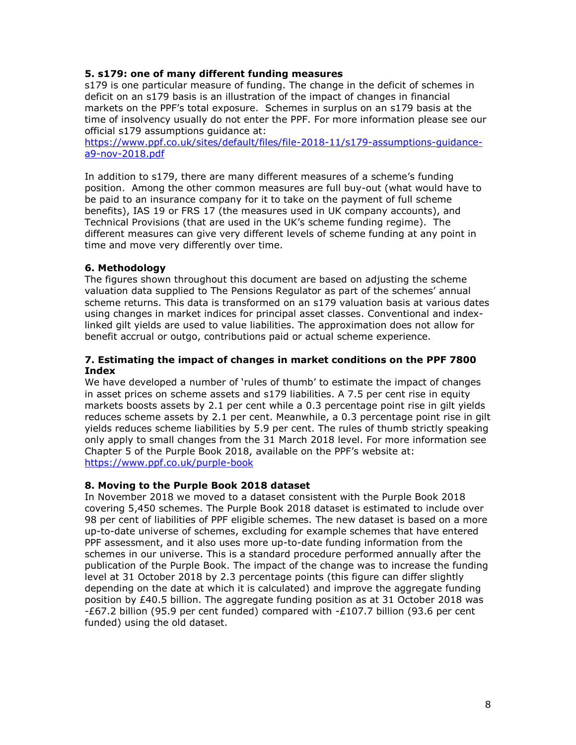## 5. s179: one of many different funding measures

s179 is one particular measure of funding. The change in the deficit of schemes in deficit on an s179 basis is an illustration of the impact of changes in financial markets on the PPF's total exposure. Schemes in surplus on an s179 basis at the time of insolvency usually do not enter the PPF. For more information please see our official s179 assumptions guidance at:
https://www.ppf.co.uk/sites/default/files/file-2018-11/s179-assumptions-guidance-a9-nov-2018.pdf

In addition to s179, there are many different measures of a scheme's funding position. Among the other common measures are full buy-out (what would have to be paid to an insurance company for it to take on the payment of full scheme benefits), IAS 19 or FRS 17 (the measures used in UK company accounts), and Technical Provisions (that are used in the UK's scheme funding regime). The different measures can give very different levels of scheme funding at any point in time and move very differently over time.

## 6. Methodology

The figures shown throughout this document are based on adjusting the scheme valuation data supplied to The Pensions Regulator as part of the schemes' annual scheme returns. This data is transformed on an s179 valuation basis at various dates using changes in market indices for principal asset classes. Conventional and index-linked gilt yields are used to value liabilities. The approximation does not allow for benefit accrual or outgo, contributions paid or actual scheme experience.

## 7. Estimating the impact of changes in market conditions on the PPF 7800 Index

We have developed a number of 'rules of thumb' to estimate the impact of changes in asset prices on scheme assets and s179 liabilities. A 7.5 per cent rise in equity markets boosts assets by 2.1 per cent while a 0.3 percentage point rise in gilt yields reduces scheme assets by 2.1 per cent. Meanwhile, a 0.3 percentage point rise in gilt yields reduces scheme liabilities by 5.9 per cent. The rules of thumb strictly speaking only apply to small changes from the 31 March 2018 level. For more information see Chapter 5 of the Purple Book 2018, available on the PPF's website at:
https://www.ppf.co.uk/purple-book

## 8. Moving to the Purple Book 2018 dataset

In November 2018 we moved to a dataset consistent with the Purple Book 2018 covering 5,450 schemes. The Purple Book 2018 dataset is estimated to include over 98 per cent of liabilities of PPF eligible schemes. The new dataset is based on a more up-to-date universe of schemes, excluding for example schemes that have entered PPF assessment, and it also uses more up-to-date funding information from the schemes in our universe. This is a standard procedure performed annually after the publication of the Purple Book. The impact of the change was to increase the funding level at 31 October 2018 by 2.3 percentage points (this figure can differ slightly depending on the date at which it is calculated) and improve the aggregate funding position by £40.5 billion. The aggregate funding position as at 31 October 2018 was -£67.2 billion (95.9 per cent funded) compared with -£107.7 billion (93.6 per cent funded) using the old dataset.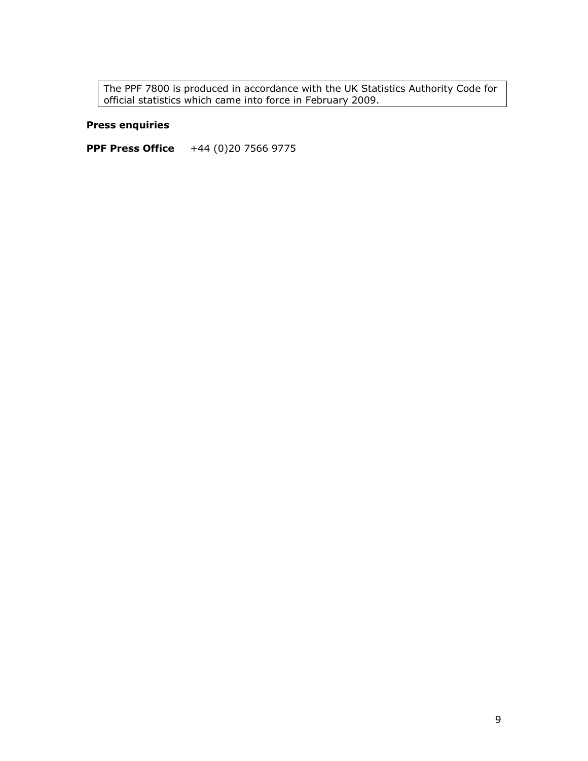The PPF 7800 is produced in accordance with the UK Statistics Authority Code for official statistics which came into force in February 2009.

**Press enquiries**

**PPF Press Office** +44 (0)20 7566 9775